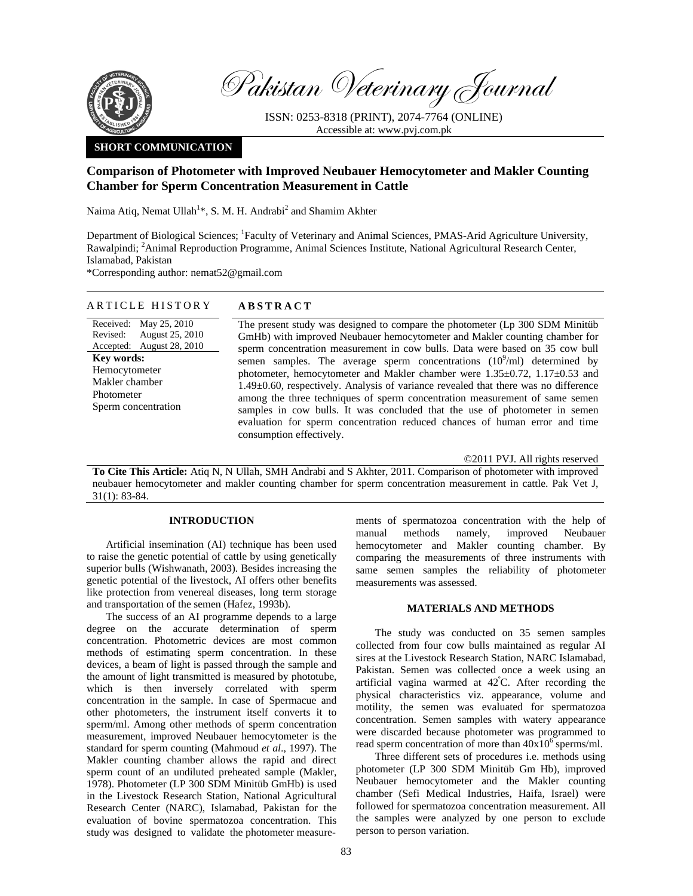Pakistan Veterinary Journal

ISSN: 0253-8318 (PRINT), 2074-7764 (ONLINE)
Accessible at: www.pvj.com.pk

**SHORT COMMUNICATION**

# Comparison of Photometer with Improved Neubauer Hemocytometer and Makler Counting Chamber for Sperm Concentration Measurement in Cattle

Naima Atiq, Nemat Ullah[1]*, S. M. H. Andrabi[2] and Shamim Akhter

Department of Biological Sciences; [1]Faculty of Veterinary and Animal Sciences, PMAS-Arid Agriculture University, Rawalpindi; [2]Animal Reproduction Programme, Animal Sciences Institute, National Agricultural Research Center, Islamabad, Pakistan

*Corresponding author: nemat52@gmail.com

## ARTICLE HISTORY

Received: May 25, 2010
Revised: August 25, 2010
Accepted: August 28, 2010

**Key words:**
Hemocytometer
Makler chamber
Photometer
Sperm concentration

## ABSTRACT

The present study was designed to compare the photometer (Lp 300 SDM Minitüb GmHb) with improved Neubauer hemocytometer and Makler counting chamber for sperm concentration measurement in cow bulls. Data were based on 35 cow bull semen samples. The average sperm concentrations ($10^9$/ml) determined by photometer, hemocytometer and Makler chamber were 1.35±0.72, 1.17±0.53 and 1.49±0.60, respectively. Analysis of variance revealed that there was no difference among the three techniques of sperm concentration measurement of same semen samples in cow bulls. It was concluded that the use of photometer in semen evaluation for sperm concentration reduced chances of human error and time consumption effectively.

©2011 PVJ. All rights reserved

**To Cite This Article:** Atiq N, N Ullah, SMH Andrabi and S Akhter, 2011. Comparison of photometer with improved neubauer hemocytometer and makler counting chamber for sperm concentration measurement in cattle. Pak Vet J, 31(1): 83-84.

## INTRODUCTION

Artificial insemination (AI) technique has been used to raise the genetic potential of cattle by using genetically superior bulls (Wishwanath, 2003). Besides increasing the genetic potential of the livestock, AI offers other benefits like protection from venereal diseases, long term storage and transportation of the semen (Hafez, 1993b).

The success of an AI programme depends to a large degree on the accurate determination of sperm concentration. Photometric devices are most common methods of estimating sperm concentration. In these devices, a beam of light is passed through the sample and the amount of light transmitted is measured by phototube, which is then inversely correlated with sperm concentration in the sample. In case of Spermacue and other photometers, the instrument itself converts it to sperm/ml. Among other methods of sperm concentration measurement, improved Neubauer hemocytometer is the standard for sperm counting (Mahmoud *et al*., 1997). The Makler counting chamber allows the rapid and direct sperm count of an undiluted preheated sample (Makler, 1978). Photometer (LP 300 SDM Minitüb GmHb) is used in the Livestock Research Station, National Agricultural Research Center (NARC), Islamabad, Pakistan for the evaluation of bovine spermatozoa concentration. This study was designed to validate the photometer measurements of spermatozoa concentration with the help of manual methods namely, improved Neubauer hemocytometer and Makler counting chamber. By comparing the measurements of three instruments with same semen samples the reliability of photometer measurements was assessed.

## MATERIALS AND METHODS

The study was conducted on 35 semen samples collected from four cow bulls maintained as regular AI sires at the Livestock Research Station, NARC Islamabad, Pakistan. Semen was collected once a week using an artificial vagina warmed at 42°C. After recording the physical characteristics viz. appearance, volume and motility, the semen was evaluated for spermatozoa concentration. Semen samples with watery appearance were discarded because photometer was programmed to read sperm concentration of more than $40x10^6$ sperms/ml.

Three different sets of procedures i.e. methods using photometer (LP 300 SDM Minitüb Gm Hb), improved Neubauer hemocytometer and the Makler counting chamber (Sefi Medical Industries, Haifa, Israel) were followed for spermatozoa concentration measurement. All the samples were analyzed by one person to exclude person to person variation.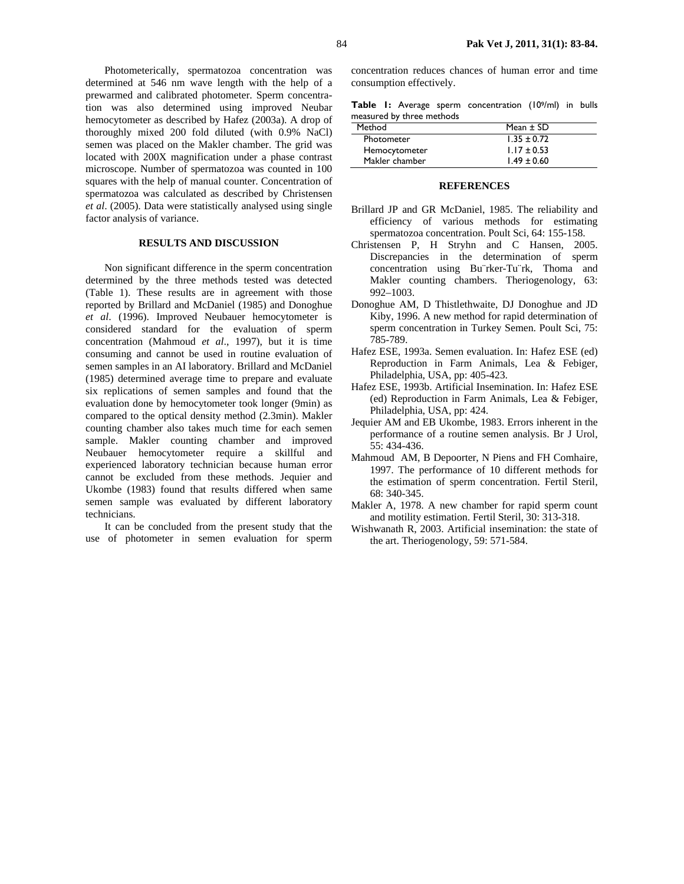Photometerically, spermatozoa concentration was determined at 546 nm wave length with the help of a prewarmed and calibrated photometer. Sperm concentration was also determined using improved Neubar hemocytometer as described by Hafez (2003a). A drop of thoroughly mixed 200 fold diluted (with 0.9% NaCl) semen was placed on the Makler chamber. The grid was located with 200X magnification under a phase contrast microscope. Number of spermatozoa was counted in 100 squares with the help of manual counter. Concentration of spermatozoa was calculated as described by Christensen *et al*. (2005). Data were statistically analysed using single factor analysis of variance.

## RESULTS AND DISCUSSION

Non significant difference in the sperm concentration determined by the three methods tested was detected (Table 1). These results are in agreement with those reported by Brillard and McDaniel (1985) and Donoghue *et al*. (1996). Improved Neubauer hemocytometer is considered standard for the evaluation of sperm concentration (Mahmoud *et al*., 1997), but it is time consuming and cannot be used in routine evaluation of semen samples in an AI laboratory. Brillard and McDaniel (1985) determined average time to prepare and evaluate six replications of semen samples and found that the evaluation done by hemocytometer took longer (9min) as compared to the optical density method (2.3min). Makler counting chamber also takes much time for each semen sample. Makler counting chamber and improved Neubauer hemocytometer require a skillful and experienced laboratory technician because human error cannot be excluded from these methods. Jequier and Ukombe (1983) found that results differed when same semen sample was evaluated by different laboratory technicians.

It can be concluded from the present study that the use of photometer in semen evaluation for sperm concentration reduces chances of human error and time consumption effectively.

**Table 1:** Average sperm concentration ($10^9$/ml) in bulls measured by three methods

| Method | Mean ± SD |
|---|---|
| Photometer | 1.35 ± 0.72 |
| Hemocytometer | 1.17 ± 0.53 |
| Makler chamber | 1.49 ± 0.60 |

## REFERENCES

Brillard JP and GR McDaniel, 1985. The reliability and efficiency of various methods for estimating spermatozoa concentration. Poult Sci, 64: 155-158.

Christensen P, H Stryhn and C Hansen, 2005. Discrepancies in the determination of sperm concentration using Bu¨rker-Tu¨rk, Thoma and Makler counting chambers. Theriogenology, 63: 992–1003.

Donoghue AM, D Thistlethwaite, DJ Donoghue and JD Kiby, 1996. A new method for rapid determination of sperm concentration in Turkey Semen. Poult Sci, 75: 785-789.

Hafez ESE, 1993a. Semen evaluation. In: Hafez ESE (ed) Reproduction in Farm Animals, Lea & Febiger, Philadelphia, USA, pp: 405-423.

Hafez ESE, 1993b. Artificial Insemination. In: Hafez ESE (ed) Reproduction in Farm Animals, Lea & Febiger, Philadelphia, USA, pp: 424.

Jequier AM and EB Ukombe, 1983. Errors inherent in the performance of a routine semen analysis. Br J Urol, 55: 434-436.

Mahmoud AM, B Depoorter, N Piens and FH Comhaire, 1997. The performance of 10 different methods for the estimation of sperm concentration. Fertil Steril, 68: 340-345.

Makler A, 1978. A new chamber for rapid sperm count and motility estimation. Fertil Steril, 30: 313-318.

Wishwanath R, 2003. Artificial insemination: the state of the art. Theriogenology, 59: 571-584.